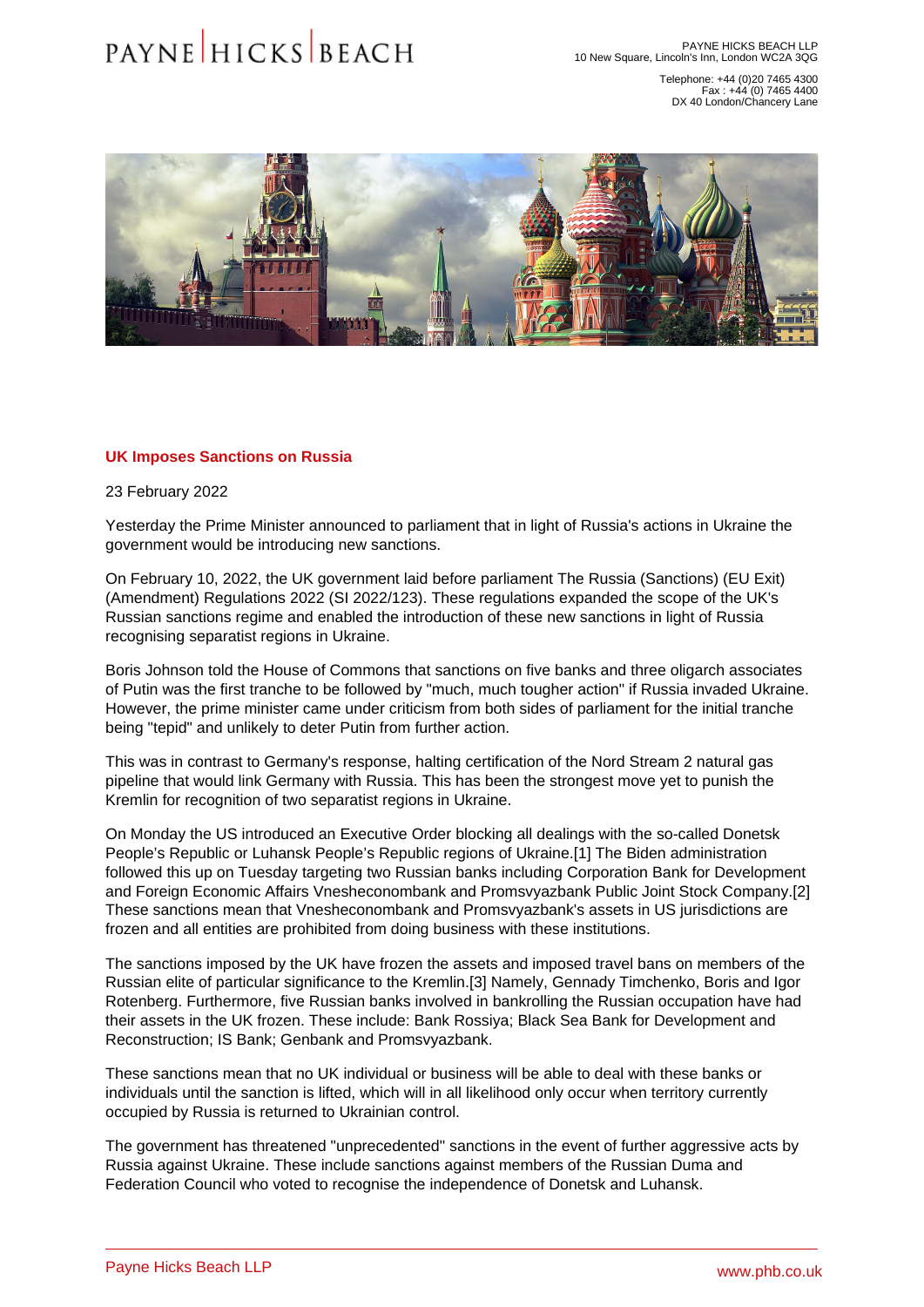## UK Imposes Sanctions on Russia

23 February 2022

Yesterday the Prime Minister announced to parliament that in light of Russia's actions in Ukraine the government would be introducing new sanctions.

On February 10, 2022, the UK government laid before parliament The Russia (Sanctions) (EU Exit) (Amendment) Regulations 2022 (SI 2022/123). These regulations expanded the scope of the UK's Russian sanctions regime and enabled the introduction of these new sanctions in light of Russia recognising separatist regions in Ukraine.

Boris Johnson told the House of Commons that sanctions on five banks and three oligarch associates of Putin was the first tranche to be followed by "much, much tougher action" if Russia invaded Ukraine. However, the prime minister came under criticism from both sides of parliament for the initial tranche being "tepid" and unlikely to deter Putin from further action.

This was in contrast to Germany's response, halting certification of the Nord Stream 2 natural gas pipeline that would link Germany with Russia. This has been the strongest move yet to punish the Kremlin for recognition of two separatist regions in Ukraine.

On Monday the US introduced an Executive Order blocking all dealings with the so-called Donetsk People's Republic or Luhansk People's Republic regions of Ukraine.[1] The Biden administration followed this up on Tuesday targeting two Russian banks including Corporation Bank for Development and Foreign Economic Affairs Vnesheconombank and Promsvyazbank Public Joint Stock Company.[2] These sanctions mean that Vnesheconombank and Promsvyazbank's assets in US jurisdictions are frozen and all entities are prohibited from doing business with these institutions.

The sanctions imposed by the UK have frozen the assets and imposed travel bans on members of the Russian elite of particular significance to the Kremlin.[3] Namely, Gennady Timchenko, Boris and Igor Rotenberg. Furthermore, five Russian banks involved in bankrolling the Russian occupation have had their assets in the UK frozen. These include: Bank Rossiya; Black Sea Bank for Development and Reconstruction; IS Bank; Genbank and Promsvyazbank.

These sanctions mean that no UK individual or business will be able to deal with these banks or individuals until the sanction is lifted, which will in all likelihood only occur when territory currently occupied by Russia is returned to Ukrainian control.

The government has threatened "unprecedented" sanctions in the event of further aggressive acts by Russia against Ukraine. These include sanctions against members of the Russian Duma and Federation Council who voted to recognise the independence of Donetsk and Luhansk.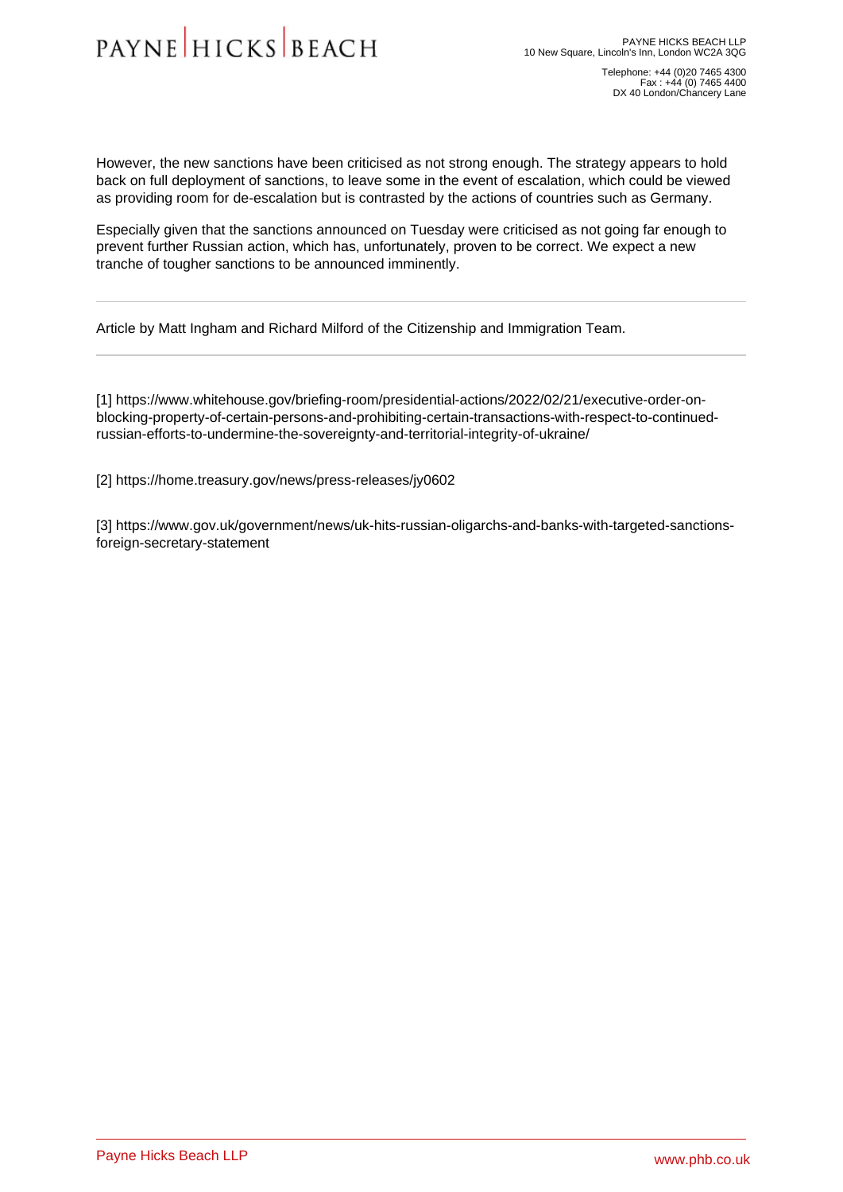However, the new sanctions have been criticised as not strong enough. The strategy appears to hold back on full deployment of sanctions, to leave some in the event of escalation, which could be viewed as providing room for de-escalation but is contrasted by the actions of countries such as Germany.

Especially given that the sanctions announced on Tuesday were criticised as not going far enough to prevent further Russian action, which has, unfortunately, proven to be correct. We expect a new tranche of tougher sanctions to be announced imminently.

---

Article by Matt Ingham and Richard Milford of the Citizenship and Immigration Team.

---

[1] https://www.whitehouse.gov/briefing-room/presidential-actions/2022/02/21/executive-order-on-blocking-property-of-certain-persons-and-prohibiting-certain-transactions-with-respect-to-continued-russian-efforts-to-undermine-the-sovereignty-and-territorial-integrity-of-ukraine/

[2] https://home.treasury.gov/news/press-releases/jy0602

[3] https://www.gov.uk/government/news/uk-hits-russian-oligarchs-and-banks-with-targeted-sanctions-foreign-secretary-statement